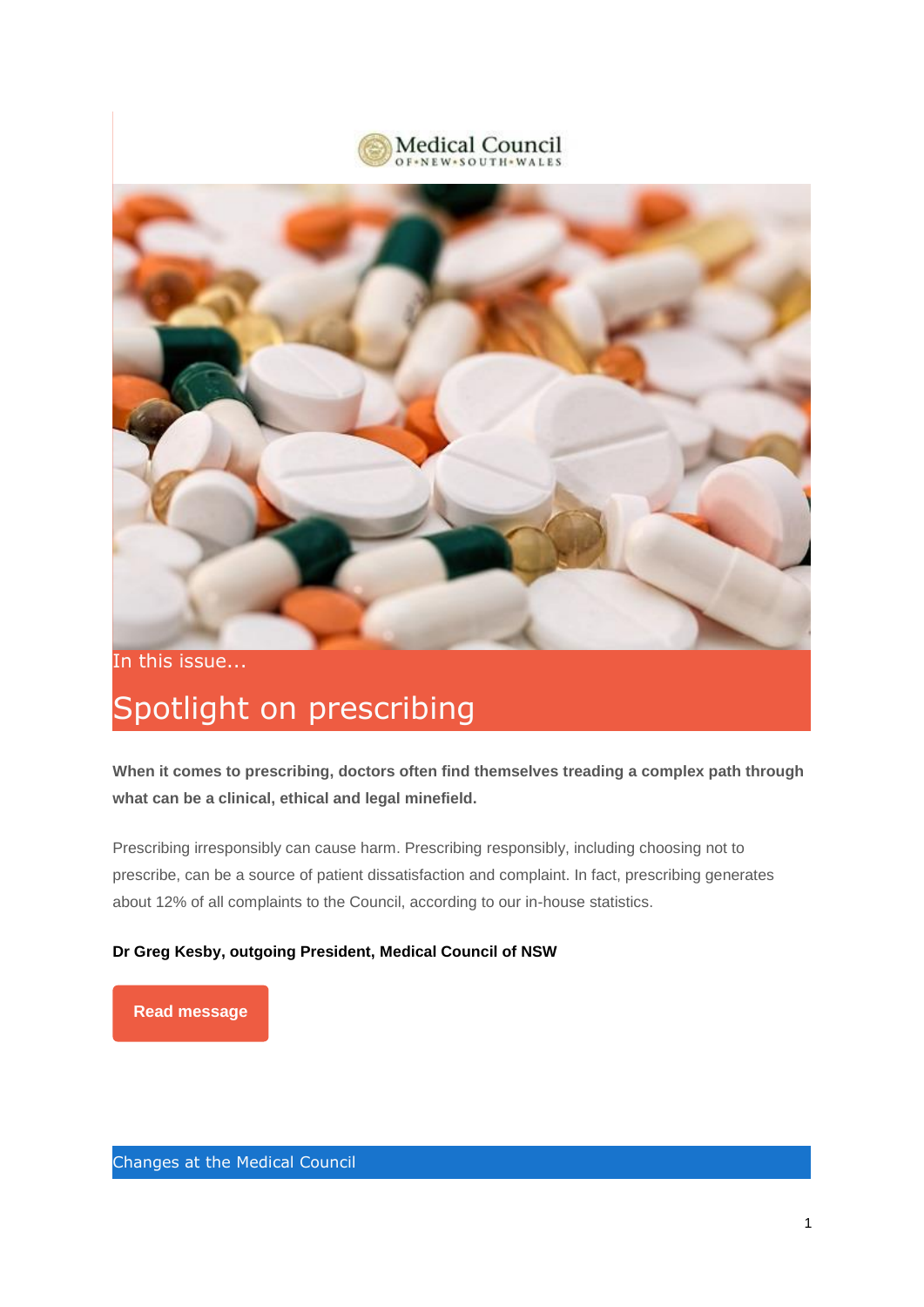Medical Council of New South Wales

In this issue...

# Spotlight on prescribing

**When it comes to prescribing, doctors often find themselves treading a complex path through what can be a clinical, ethical and legal minefield.**

Prescribing irresponsibly can cause harm. Prescribing responsibly, including choosing not to prescribe, can be a source of patient dissatisfaction and complaint. In fact, prescribing generates about 12% of all complaints to the Council, according to our in-house statistics.

**Dr Greg Kesby, outgoing President, Medical Council of NSW**

**Read message**

## Changes at the Medical Council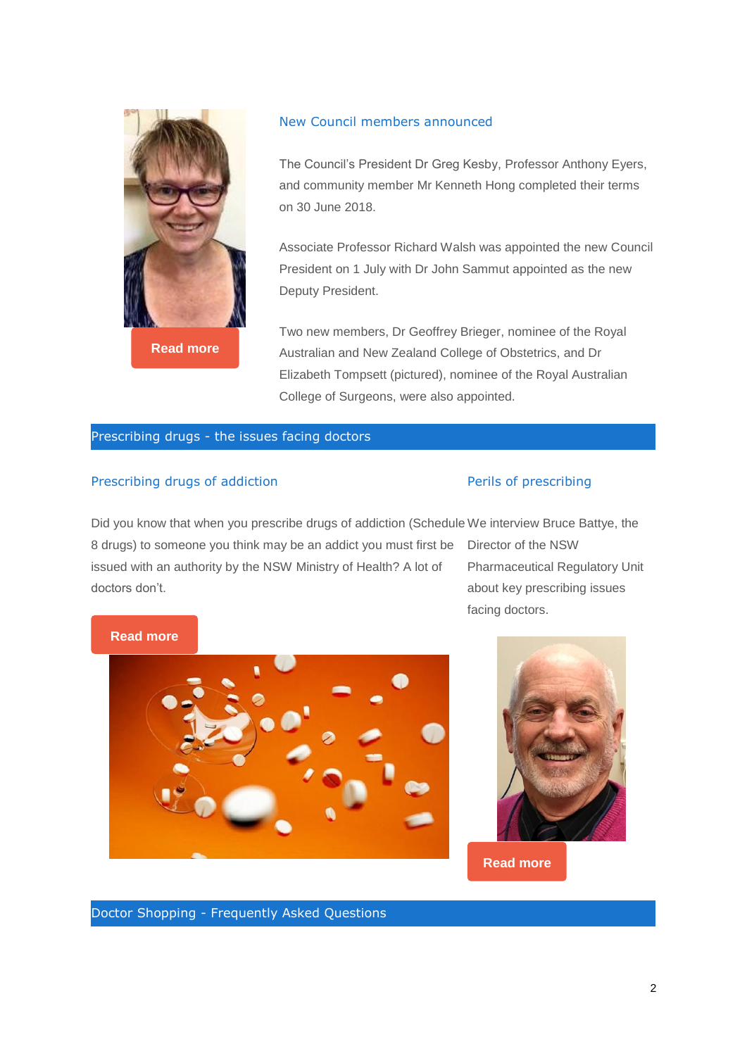### New Council members announced

The Council's President Dr Greg Kesby, Professor Anthony Eyers, and community member Mr Kenneth Hong completed their terms on 30 June 2018.

Associate Professor Richard Walsh was appointed the new Council President on 1 July with Dr John Sammut appointed as the new Deputy President.

Two new members, Dr Geoffrey Brieger, nominee of the Royal Australian and New Zealand College of Obstetrics, and Dr Elizabeth Tompsett (pictured), nominee of the Royal Australian College of Surgeons, were also appointed.

Read more

## Prescribing drugs - the issues facing doctors

### Prescribing drugs of addiction

Did you know that when you prescribe drugs of addiction (Schedule 8 drugs) to someone you think may be an addict you must first be issued with an authority by the NSW Ministry of Health? A lot of doctors don't.

Read more

### Perils of prescribing

We interview Bruce Battye, the Director of the NSW Pharmaceutical Regulatory Unit about key prescribing issues facing doctors.

Read more

## Doctor Shopping - Frequently Asked Questions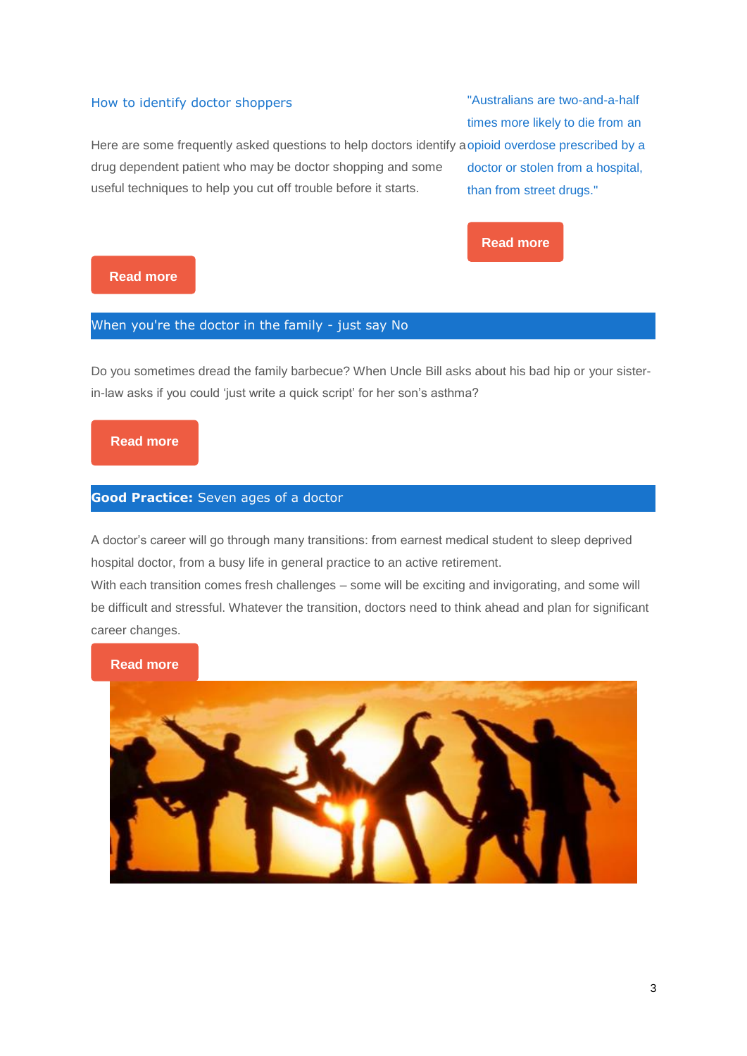## How to identify doctor shoppers

Here are some frequently asked questions to help doctors identify a drug dependent patient who may be doctor shopping and some useful techniques to help you cut off trouble before it starts.

Read more

"Australians are two-and-a-half times more likely to die from an opioid overdose prescribed by a doctor or stolen from a hospital, than from street drugs."

Read more

## When you're the doctor in the family - just say No

Do you sometimes dread the family barbecue? When Uncle Bill asks about his bad hip or your sister-in-law asks if you could 'just write a quick script' for her son's asthma?

Read more

## **Good Practice:** Seven ages of a doctor

A doctor's career will go through many transitions: from earnest medical student to sleep deprived hospital doctor, from a busy life in general practice to an active retirement.

With each transition comes fresh challenges – some will be exciting and invigorating, and some will be difficult and stressful. Whatever the transition, doctors need to think ahead and plan for significant career changes.

Read more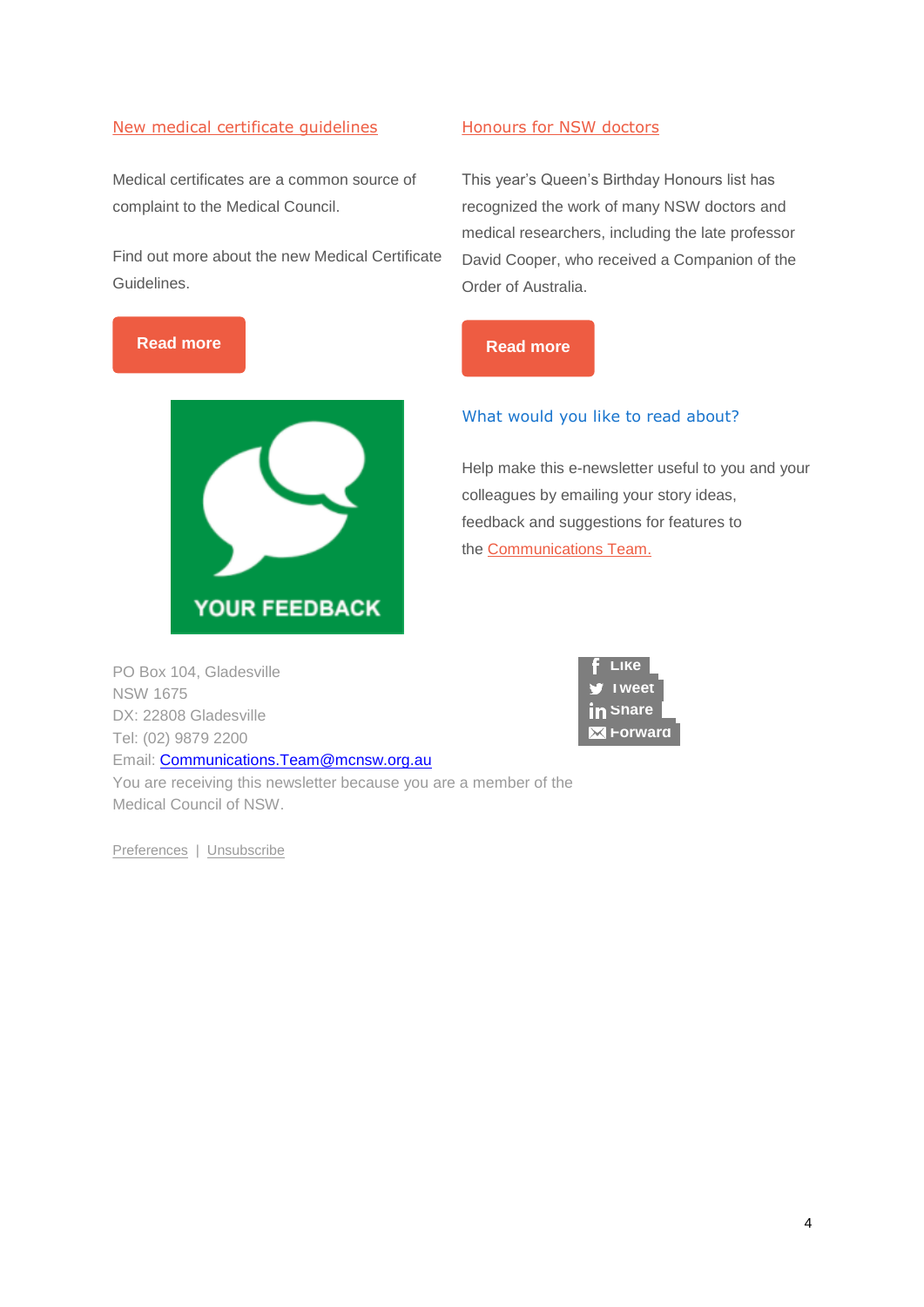## New medical certificate guidelines

Medical certificates are a common source of complaint to the Medical Council.

Find out more about the new Medical Certificate Guidelines.

Read more

YOUR FEEDBACK

## Honours for NSW doctors

This year's Queen's Birthday Honours list has recognized the work of many NSW doctors and medical researchers, including the late professor David Cooper, who received a Companion of the Order of Australia.

Read more

## What would you like to read about?

Help make this e-newsletter useful to you and your colleagues by emailing your story ideas, feedback and suggestions for features to the Communications Team.

Like
Tweet
Share
Forward

PO Box 104, Gladesville
NSW 1675
DX: 22808 Gladesville
Tel: (02) 9879 2200
Email: Communications.Team@mcnsw.org.au
You are receiving this newsletter because you are a member of the Medical Council of NSW.

Preferences | Unsubscribe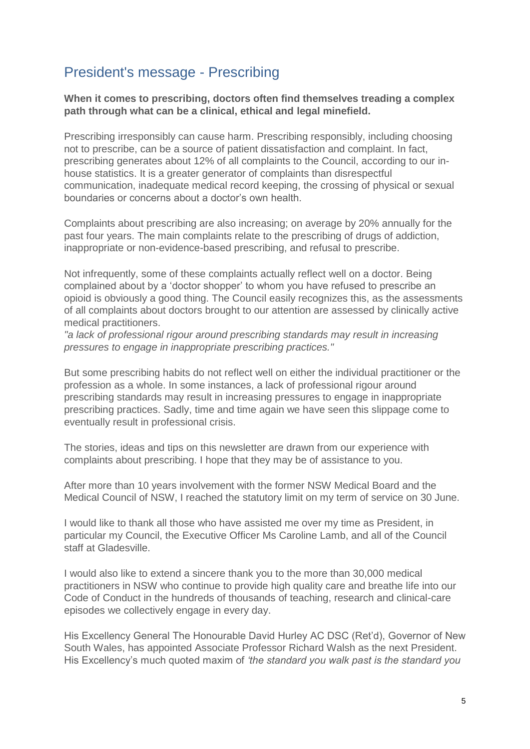## President's message - Prescribing

**When it comes to prescribing, doctors often find themselves treading a complex path through what can be a clinical, ethical and legal minefield.**

Prescribing irresponsibly can cause harm. Prescribing responsibly, including choosing not to prescribe, can be a source of patient dissatisfaction and complaint. In fact, prescribing generates about 12% of all complaints to the Council, according to our in-house statistics. It is a greater generator of complaints than disrespectful communication, inadequate medical record keeping, the crossing of physical or sexual boundaries or concerns about a doctor's own health.

Complaints about prescribing are also increasing; on average by 20% annually for the past four years. The main complaints relate to the prescribing of drugs of addiction, inappropriate or non-evidence-based prescribing, and refusal to prescribe.

Not infrequently, some of these complaints actually reflect well on a doctor. Being complained about by a 'doctor shopper' to whom you have refused to prescribe an opioid is obviously a good thing. The Council easily recognizes this, as the assessments of all complaints about doctors brought to our attention are assessed by clinically active medical practitioners.

*"a lack of professional rigour around prescribing standards may result in increasing pressures to engage in inappropriate prescribing practices."*

But some prescribing habits do not reflect well on either the individual practitioner or the profession as a whole. In some instances, a lack of professional rigour around prescribing standards may result in increasing pressures to engage in inappropriate prescribing practices. Sadly, time and time again we have seen this slippage come to eventually result in professional crisis.

The stories, ideas and tips on this newsletter are drawn from our experience with complaints about prescribing. I hope that they may be of assistance to you.

After more than 10 years involvement with the former NSW Medical Board and the Medical Council of NSW, I reached the statutory limit on my term of service on 30 June.

I would like to thank all those who have assisted me over my time as President, in particular my Council, the Executive Officer Ms Caroline Lamb, and all of the Council staff at Gladesville.

I would also like to extend a sincere thank you to the more than 30,000 medical practitioners in NSW who continue to provide high quality care and breathe life into our Code of Conduct in the hundreds of thousands of teaching, research and clinical-care episodes we collectively engage in every day.

His Excellency General The Honourable David Hurley AC DSC (Ret'd), Governor of New South Wales, has appointed Associate Professor Richard Walsh as the next President. His Excellency's much quoted maxim of *'the standard you walk past is the standard you*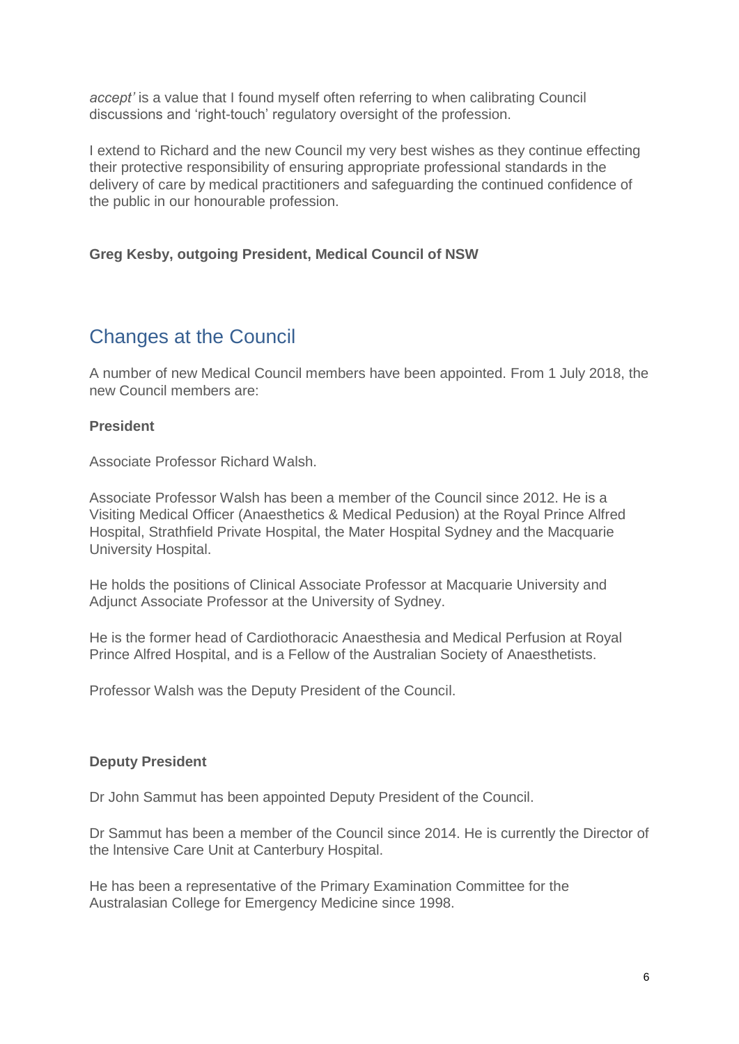*accept'* is a value that I found myself often referring to when calibrating Council discussions and 'right-touch' regulatory oversight of the profession.

I extend to Richard and the new Council my very best wishes as they continue effecting their protective responsibility of ensuring appropriate professional standards in the delivery of care by medical practitioners and safeguarding the continued confidence of the public in our honourable profession.

**Greg Kesby, outgoing President, Medical Council of NSW**

## Changes at the Council

A number of new Medical Council members have been appointed. From 1 July 2018, the new Council members are:

**President**

Associate Professor Richard Walsh.

Associate Professor Walsh has been a member of the Council since 2012. He is a Visiting Medical Officer (Anaesthetics & Medical Pedusion) at the Royal Prince Alfred Hospital, Strathfield Private Hospital, the Mater Hospital Sydney and the Macquarie University Hospital.

He holds the positions of Clinical Associate Professor at Macquarie University and Adjunct Associate Professor at the University of Sydney.

He is the former head of Cardiothoracic Anaesthesia and Medical Perfusion at Royal Prince Alfred Hospital, and is a Fellow of the Australian Society of Anaesthetists.

Professor Walsh was the Deputy President of the Council.

**Deputy President**

Dr John Sammut has been appointed Deputy President of the Council.

Dr Sammut has been a member of the Council since 2014. He is currently the Director of the lntensive Care Unit at Canterbury Hospital.

He has been a representative of the Primary Examination Committee for the Australasian College for Emergency Medicine since 1998.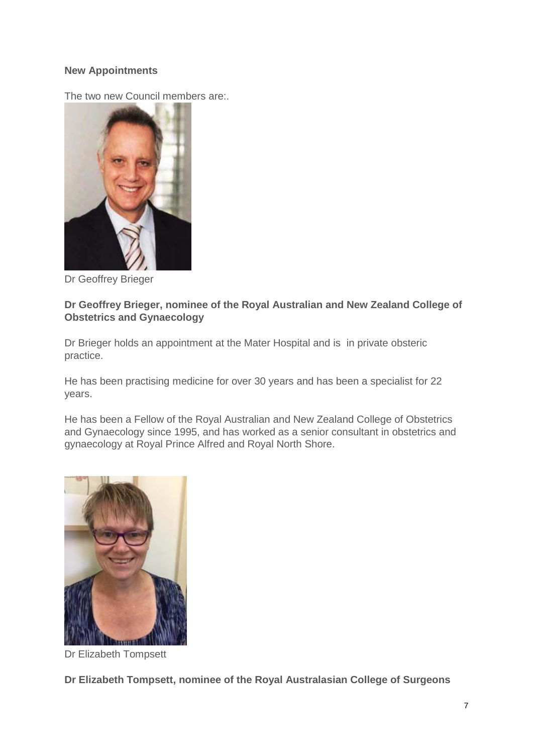**New Appointments**

The two new Council members are:.

Dr Geoffrey Brieger

**Dr Geoffrey Brieger, nominee of the Royal Australian and New Zealand College of Obstetrics and Gynaecology**

Dr Brieger holds an appointment at the Mater Hospital and is in private obsteric practice.

He has been practising medicine for over 30 years and has been a specialist for 22 years.

He has been a Fellow of the Royal Australian and New Zealand College of Obstetrics and Gynaecology since 1995, and has worked as a senior consultant in obstetrics and gynaecology at Royal Prince Alfred and Royal North Shore.

Dr Elizabeth Tompsett

**Dr Elizabeth Tompsett, nominee of the Royal Australasian College of Surgeons**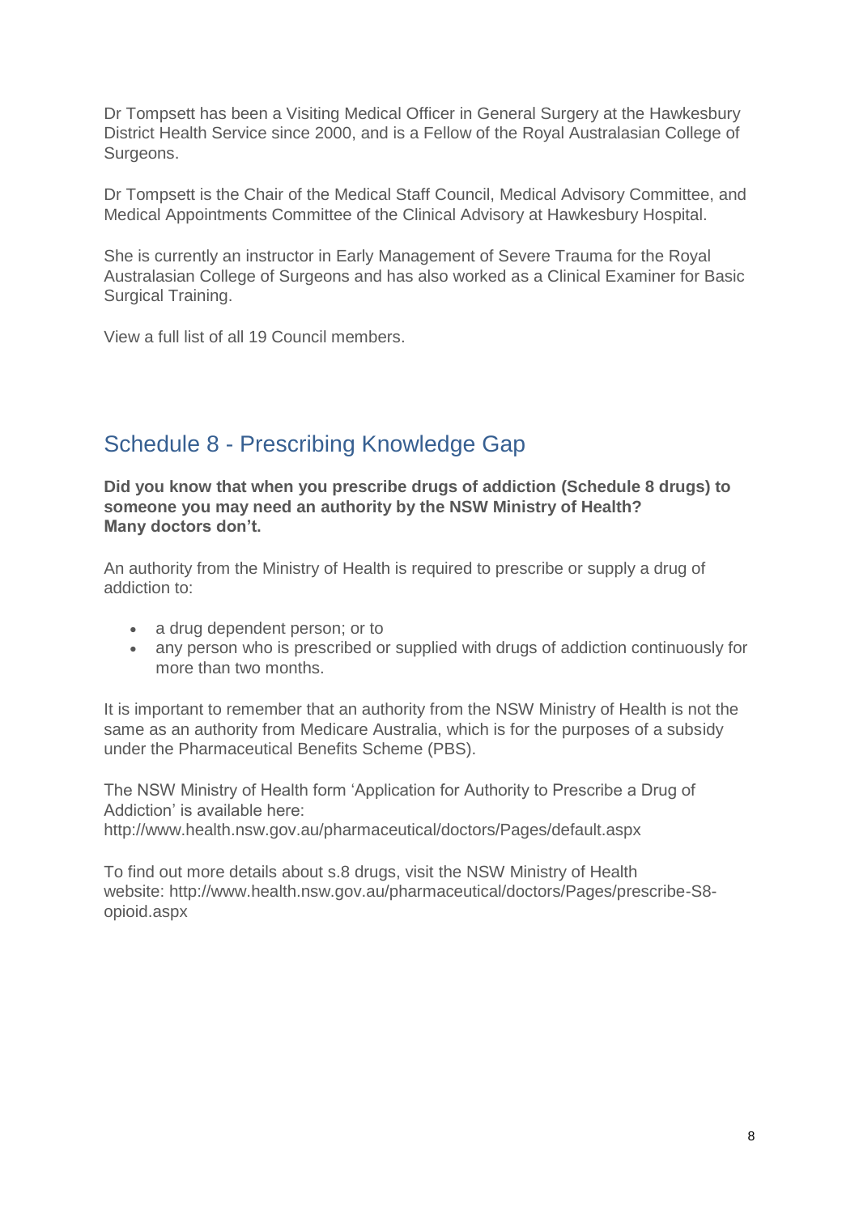Dr Tompsett has been a Visiting Medical Officer in General Surgery at the Hawkesbury District Health Service since 2000, and is a Fellow of the Royal Australasian College of Surgeons.

Dr Tompsett is the Chair of the Medical Staff Council, Medical Advisory Committee, and Medical Appointments Committee of the Clinical Advisory at Hawkesbury Hospital.

She is currently an instructor in Early Management of Severe Trauma for the Royal Australasian College of Surgeons and has also worked as a Clinical Examiner for Basic Surgical Training.

View a full list of all 19 Council members.

## Schedule 8 - Prescribing Knowledge Gap

**Did you know that when you prescribe drugs of addiction (Schedule 8 drugs) to someone you may need an authority by the NSW Ministry of Health? Many doctors don't.**

An authority from the Ministry of Health is required to prescribe or supply a drug of addiction to:

- a drug dependent person; or to
- any person who is prescribed or supplied with drugs of addiction continuously for more than two months.

It is important to remember that an authority from the NSW Ministry of Health is not the same as an authority from Medicare Australia, which is for the purposes of a subsidy under the Pharmaceutical Benefits Scheme (PBS).

The NSW Ministry of Health form 'Application for Authority to Prescribe a Drug of Addiction' is available here: http://www.health.nsw.gov.au/pharmaceutical/doctors/Pages/default.aspx

To find out more details about s.8 drugs, visit the NSW Ministry of Health website: http://www.health.nsw.gov.au/pharmaceutical/doctors/Pages/prescribe-S8-opioid.aspx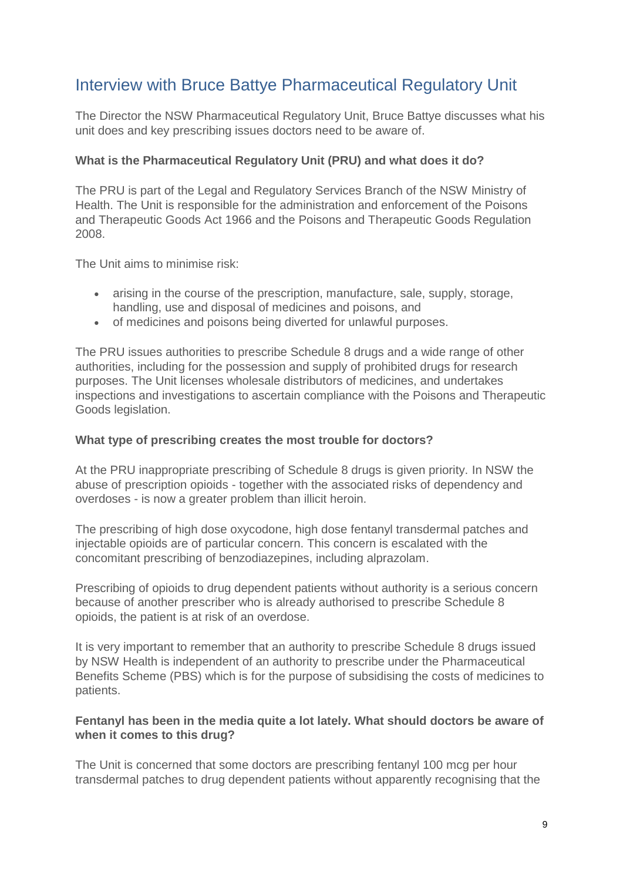## Interview with Bruce Battye Pharmaceutical Regulatory Unit

The Director the NSW Pharmaceutical Regulatory Unit, Bruce Battye discusses what his unit does and key prescribing issues doctors need to be aware of.

**What is the Pharmaceutical Regulatory Unit (PRU) and what does it do?**

The PRU is part of the Legal and Regulatory Services Branch of the NSW Ministry of Health. The Unit is responsible for the administration and enforcement of the Poisons and Therapeutic Goods Act 1966 and the Poisons and Therapeutic Goods Regulation 2008.

The Unit aims to minimise risk:

- arising in the course of the prescription, manufacture, sale, supply, storage, handling, use and disposal of medicines and poisons, and
- of medicines and poisons being diverted for unlawful purposes.

The PRU issues authorities to prescribe Schedule 8 drugs and a wide range of other authorities, including for the possession and supply of prohibited drugs for research purposes. The Unit licenses wholesale distributors of medicines, and undertakes inspections and investigations to ascertain compliance with the Poisons and Therapeutic Goods legislation.

**What type of prescribing creates the most trouble for doctors?**

At the PRU inappropriate prescribing of Schedule 8 drugs is given priority. In NSW the abuse of prescription opioids - together with the associated risks of dependency and overdoses - is now a greater problem than illicit heroin.

The prescribing of high dose oxycodone, high dose fentanyl transdermal patches and injectable opioids are of particular concern. This concern is escalated with the concomitant prescribing of benzodiazepines, including alprazolam.

Prescribing of opioids to drug dependent patients without authority is a serious concern because of another prescriber who is already authorised to prescribe Schedule 8 opioids, the patient is at risk of an overdose.

It is very important to remember that an authority to prescribe Schedule 8 drugs issued by NSW Health is independent of an authority to prescribe under the Pharmaceutical Benefits Scheme (PBS) which is for the purpose of subsidising the costs of medicines to patients.

**Fentanyl has been in the media quite a lot lately. What should doctors be aware of when it comes to this drug?**

The Unit is concerned that some doctors are prescribing fentanyl 100 mcg per hour transdermal patches to drug dependent patients without apparently recognising that the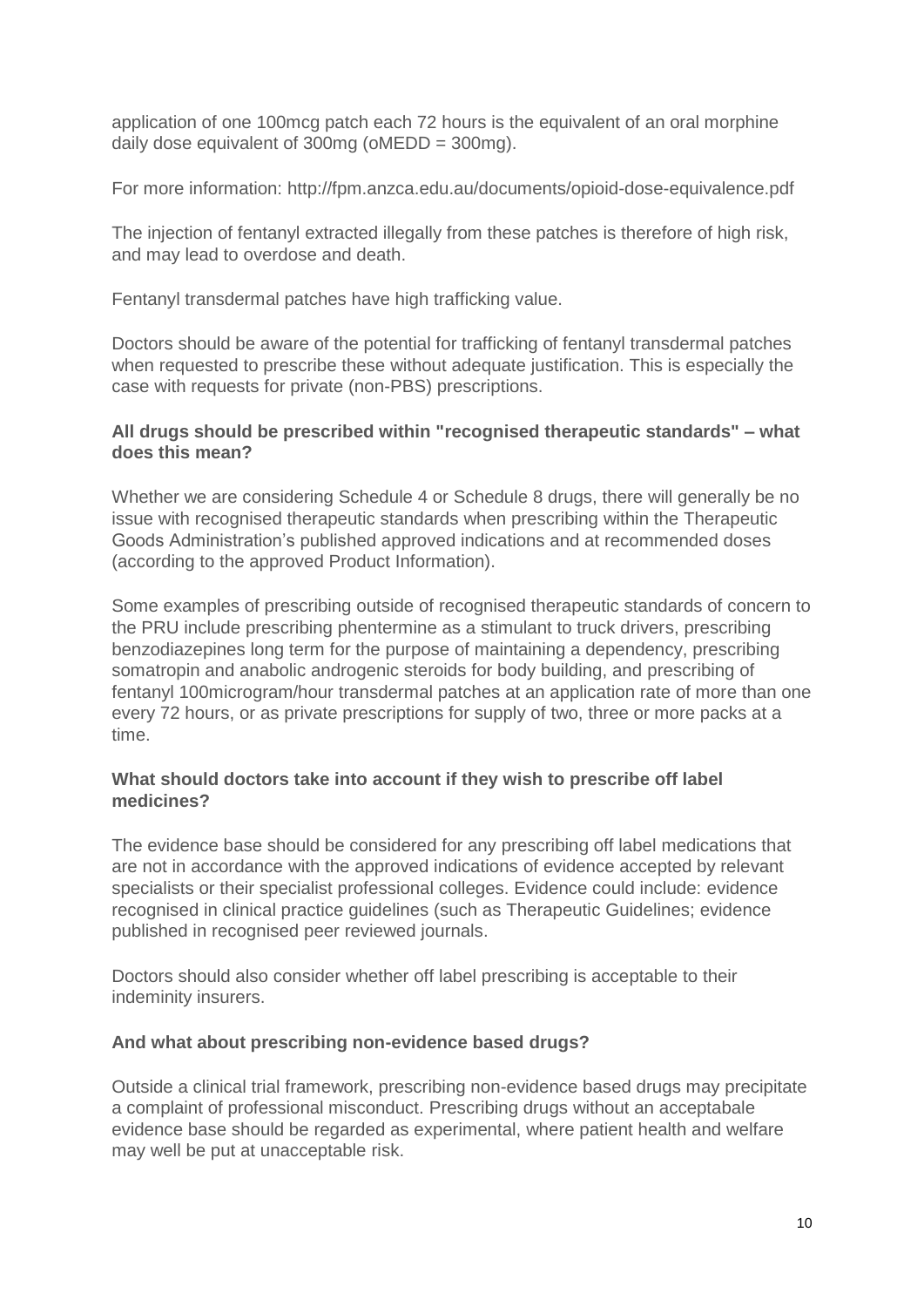application of one 100mcg patch each 72 hours is the equivalent of an oral morphine daily dose equivalent of 300mg (oMEDD = 300mg).

For more information: http://fpm.anzca.edu.au/documents/opioid-dose-equivalence.pdf

The injection of fentanyl extracted illegally from these patches is therefore of high risk, and may lead to overdose and death.

Fentanyl transdermal patches have high trafficking value.

Doctors should be aware of the potential for trafficking of fentanyl transdermal patches when requested to prescribe these without adequate justification. This is especially the case with requests for private (non-PBS) prescriptions.

**All drugs should be prescribed within "recognised therapeutic standards" – what does this mean?**

Whether we are considering Schedule 4 or Schedule 8 drugs, there will generally be no issue with recognised therapeutic standards when prescribing within the Therapeutic Goods Administration's published approved indications and at recommended doses (according to the approved Product Information).

Some examples of prescribing outside of recognised therapeutic standards of concern to the PRU include prescribing phentermine as a stimulant to truck drivers, prescribing benzodiazepines long term for the purpose of maintaining a dependency, prescribing somatropin and anabolic androgenic steroids for body building, and prescribing of fentanyl 100microgram/hour transdermal patches at an application rate of more than one every 72 hours, or as private prescriptions for supply of two, three or more packs at a time.

**What should doctors take into account if they wish to prescribe off label medicines?**

The evidence base should be considered for any prescribing off label medications that are not in accordance with the approved indications of evidence accepted by relevant specialists or their specialist professional colleges. Evidence could include: evidence recognised in clinical practice guidelines (such as Therapeutic Guidelines; evidence published in recognised peer reviewed journals.

Doctors should also consider whether off label prescribing is acceptable to their indeminity insurers.

**And what about prescribing non-evidence based drugs?**

Outside a clinical trial framework, prescribing non-evidence based drugs may precipitate a complaint of professional misconduct. Prescribing drugs without an acceptabale evidence base should be regarded as experimental, where patient health and welfare may well be put at unacceptable risk.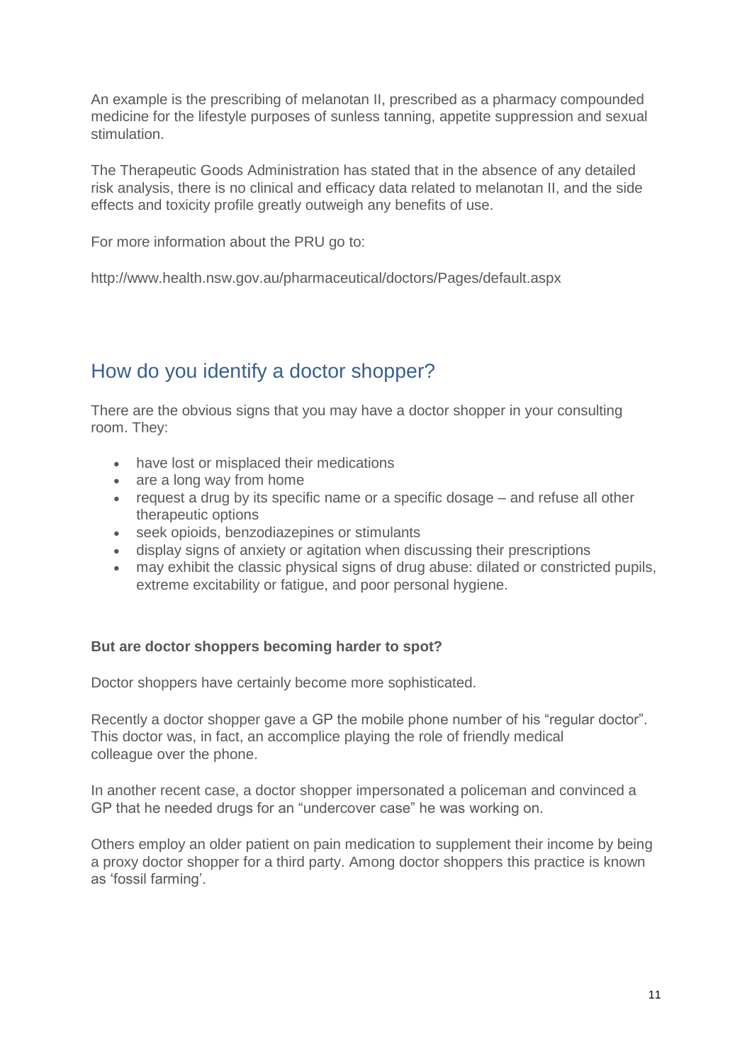An example is the prescribing of melanotan II, prescribed as a pharmacy compounded medicine for the lifestyle purposes of sunless tanning, appetite suppression and sexual stimulation.

The Therapeutic Goods Administration has stated that in the absence of any detailed risk analysis, there is no clinical and efficacy data related to melanotan II, and the side effects and toxicity profile greatly outweigh any benefits of use.

For more information about the PRU go to:

http://www.health.nsw.gov.au/pharmaceutical/doctors/Pages/default.aspx

## How do you identify a doctor shopper?

There are the obvious signs that you may have a doctor shopper in your consulting room. They:

- have lost or misplaced their medications
- are a long way from home
- request a drug by its specific name or a specific dosage – and refuse all other therapeutic options
- seek opioids, benzodiazepines or stimulants
- display signs of anxiety or agitation when discussing their prescriptions
- may exhibit the classic physical signs of drug abuse: dilated or constricted pupils, extreme excitability or fatigue, and poor personal hygiene.

**But are doctor shoppers becoming harder to spot?**

Doctor shoppers have certainly become more sophisticated.

Recently a doctor shopper gave a GP the mobile phone number of his "regular doctor". This doctor was, in fact, an accomplice playing the role of friendly medical colleague over the phone.

In another recent case, a doctor shopper impersonated a policeman and convinced a GP that he needed drugs for an "undercover case" he was working on.

Others employ an older patient on pain medication to supplement their income by being a proxy doctor shopper for a third party. Among doctor shoppers this practice is known as 'fossil farming'.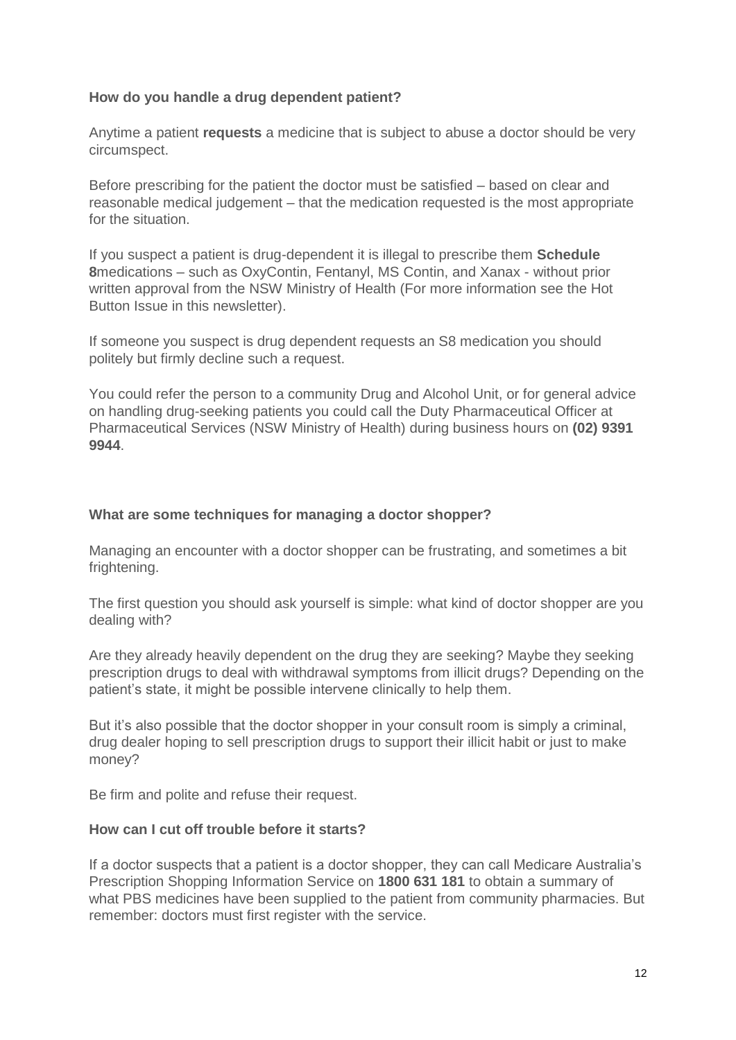**How do you handle a drug dependent patient?**

Anytime a patient **requests** a medicine that is subject to abuse a doctor should be very circumspect.

Before prescribing for the patient the doctor must be satisfied – based on clear and reasonable medical judgement – that the medication requested is the most appropriate for the situation.

If you suspect a patient is drug-dependent it is illegal to prescribe them **Schedule 8**medications – such as OxyContin, Fentanyl, MS Contin, and Xanax - without prior written approval from the NSW Ministry of Health (For more information see the Hot Button Issue in this newsletter).

If someone you suspect is drug dependent requests an S8 medication you should politely but firmly decline such a request.

You could refer the person to a community Drug and Alcohol Unit, or for general advice on handling drug-seeking patients you could call the Duty Pharmaceutical Officer at Pharmaceutical Services (NSW Ministry of Health) during business hours on **(02) 9391 9944**.

**What are some techniques for managing a doctor shopper?**

Managing an encounter with a doctor shopper can be frustrating, and sometimes a bit frightening.

The first question you should ask yourself is simple: what kind of doctor shopper are you dealing with?

Are they already heavily dependent on the drug they are seeking? Maybe they seeking prescription drugs to deal with withdrawal symptoms from illicit drugs? Depending on the patient's state, it might be possible intervene clinically to help them.

But it's also possible that the doctor shopper in your consult room is simply a criminal, drug dealer hoping to sell prescription drugs to support their illicit habit or just to make money?

Be firm and polite and refuse their request.

**How can I cut off trouble before it starts?**

If a doctor suspects that a patient is a doctor shopper, they can call Medicare Australia's Prescription Shopping Information Service on **1800 631 181** to obtain a summary of what PBS medicines have been supplied to the patient from community pharmacies. But remember: doctors must first register with the service.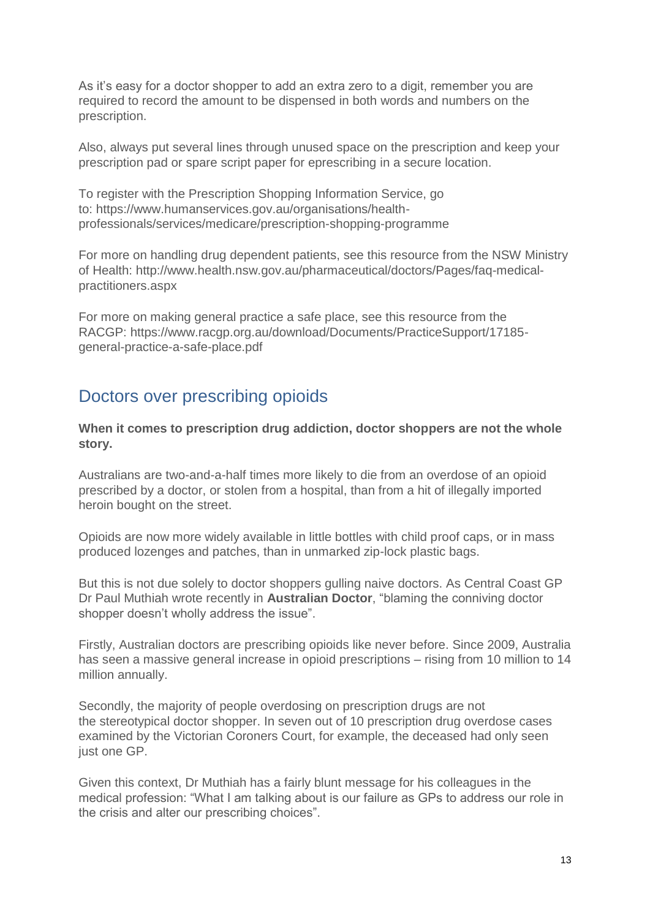As it's easy for a doctor shopper to add an extra zero to a digit, remember you are required to record the amount to be dispensed in both words and numbers on the prescription.

Also, always put several lines through unused space on the prescription and keep your prescription pad or spare script paper for eprescribing in a secure location.

To register with the Prescription Shopping Information Service, go to: https://www.humanservices.gov.au/organisations/health-professionals/services/medicare/prescription-shopping-programme

For more on handling drug dependent patients, see this resource from the NSW Ministry of Health: http://www.health.nsw.gov.au/pharmaceutical/doctors/Pages/faq-medical-practitioners.aspx

For more on making general practice a safe place, see this resource from the RACGP: https://www.racgp.org.au/download/Documents/PracticeSupport/17185-general-practice-a-safe-place.pdf

## Doctors over prescribing opioids

**When it comes to prescription drug addiction, doctor shoppers are not the whole story.**

Australians are two-and-a-half times more likely to die from an overdose of an opioid prescribed by a doctor, or stolen from a hospital, than from a hit of illegally imported heroin bought on the street.

Opioids are now more widely available in little bottles with child proof caps, or in mass produced lozenges and patches, than in unmarked zip-lock plastic bags.

But this is not due solely to doctor shoppers gulling naive doctors. As Central Coast GP Dr Paul Muthiah wrote recently in **Australian Doctor**, "blaming the conniving doctor shopper doesn't wholly address the issue".

Firstly, Australian doctors are prescribing opioids like never before. Since 2009, Australia has seen a massive general increase in opioid prescriptions – rising from 10 million to 14 million annually.

Secondly, the majority of people overdosing on prescription drugs are not the stereotypical doctor shopper. In seven out of 10 prescription drug overdose cases examined by the Victorian Coroners Court, for example, the deceased had only seen just one GP.

Given this context, Dr Muthiah has a fairly blunt message for his colleagues in the medical profession: "What I am talking about is our failure as GPs to address our role in the crisis and alter our prescribing choices".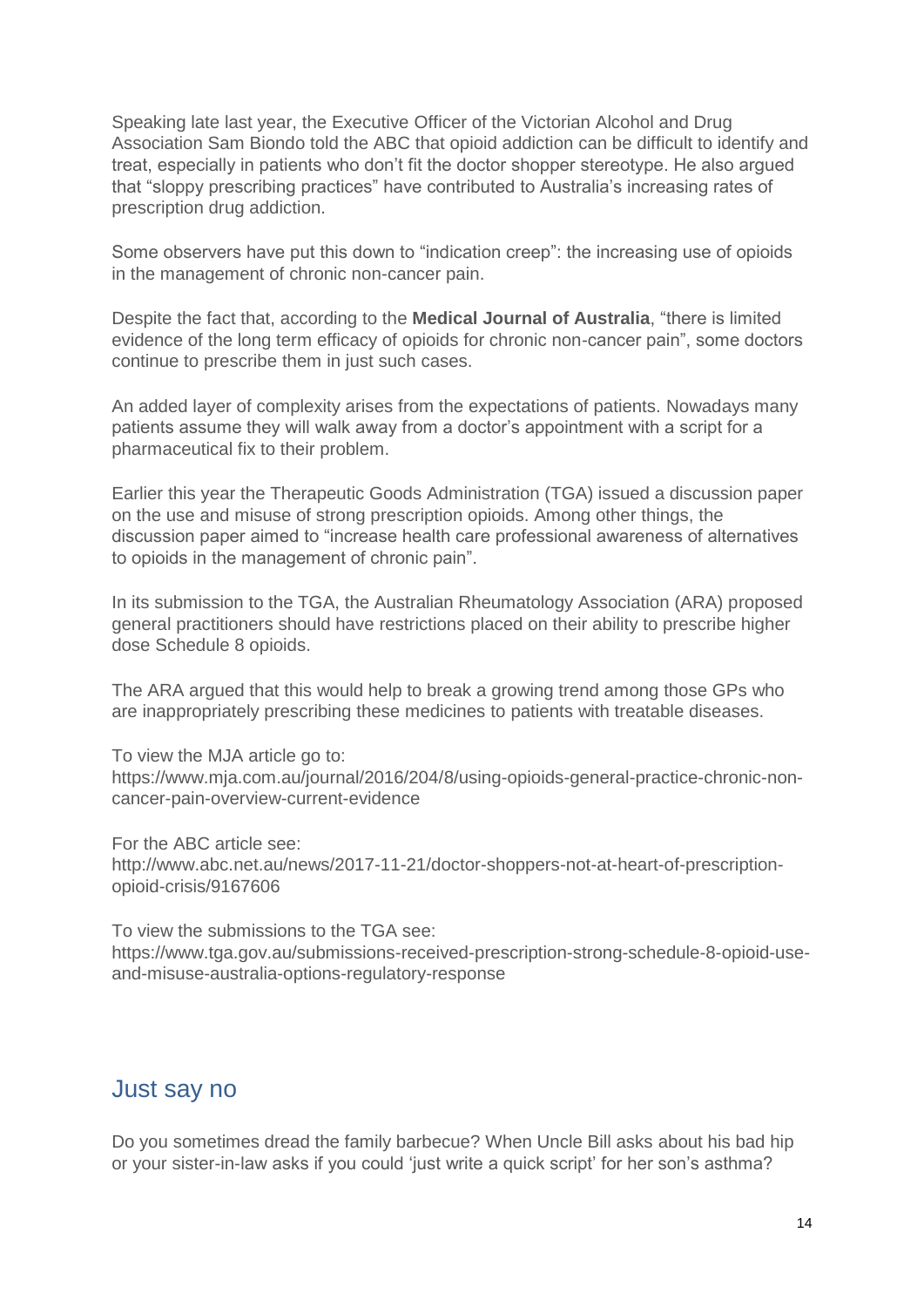Speaking late last year, the Executive Officer of the Victorian Alcohol and Drug Association Sam Biondo told the ABC that opioid addiction can be difficult to identify and treat, especially in patients who don't fit the doctor shopper stereotype. He also argued that "sloppy prescribing practices" have contributed to Australia's increasing rates of prescription drug addiction.

Some observers have put this down to "indication creep": the increasing use of opioids in the management of chronic non-cancer pain.

Despite the fact that, according to the **Medical Journal of Australia**, "there is limited evidence of the long term efficacy of opioids for chronic non-cancer pain", some doctors continue to prescribe them in just such cases.

An added layer of complexity arises from the expectations of patients. Nowadays many patients assume they will walk away from a doctor's appointment with a script for a pharmaceutical fix to their problem.

Earlier this year the Therapeutic Goods Administration (TGA) issued a discussion paper on the use and misuse of strong prescription opioids. Among other things, the discussion paper aimed to "increase health care professional awareness of alternatives to opioids in the management of chronic pain".

In its submission to the TGA, the Australian Rheumatology Association (ARA) proposed general practitioners should have restrictions placed on their ability to prescribe higher dose Schedule 8 opioids.

The ARA argued that this would help to break a growing trend among those GPs who are inappropriately prescribing these medicines to patients with treatable diseases.

To view the MJA article go to:
https://www.mja.com.au/journal/2016/204/8/using-opioids-general-practice-chronic-non-cancer-pain-overview-current-evidence

For the ABC article see:
http://www.abc.net.au/news/2017-11-21/doctor-shoppers-not-at-heart-of-prescription-opioid-crisis/9167606

To view the submissions to the TGA see:
https://www.tga.gov.au/submissions-received-prescription-strong-schedule-8-opioid-use-and-misuse-australia-options-regulatory-response

## Just say no

Do you sometimes dread the family barbecue? When Uncle Bill asks about his bad hip or your sister-in-law asks if you could 'just write a quick script' for her son's asthma?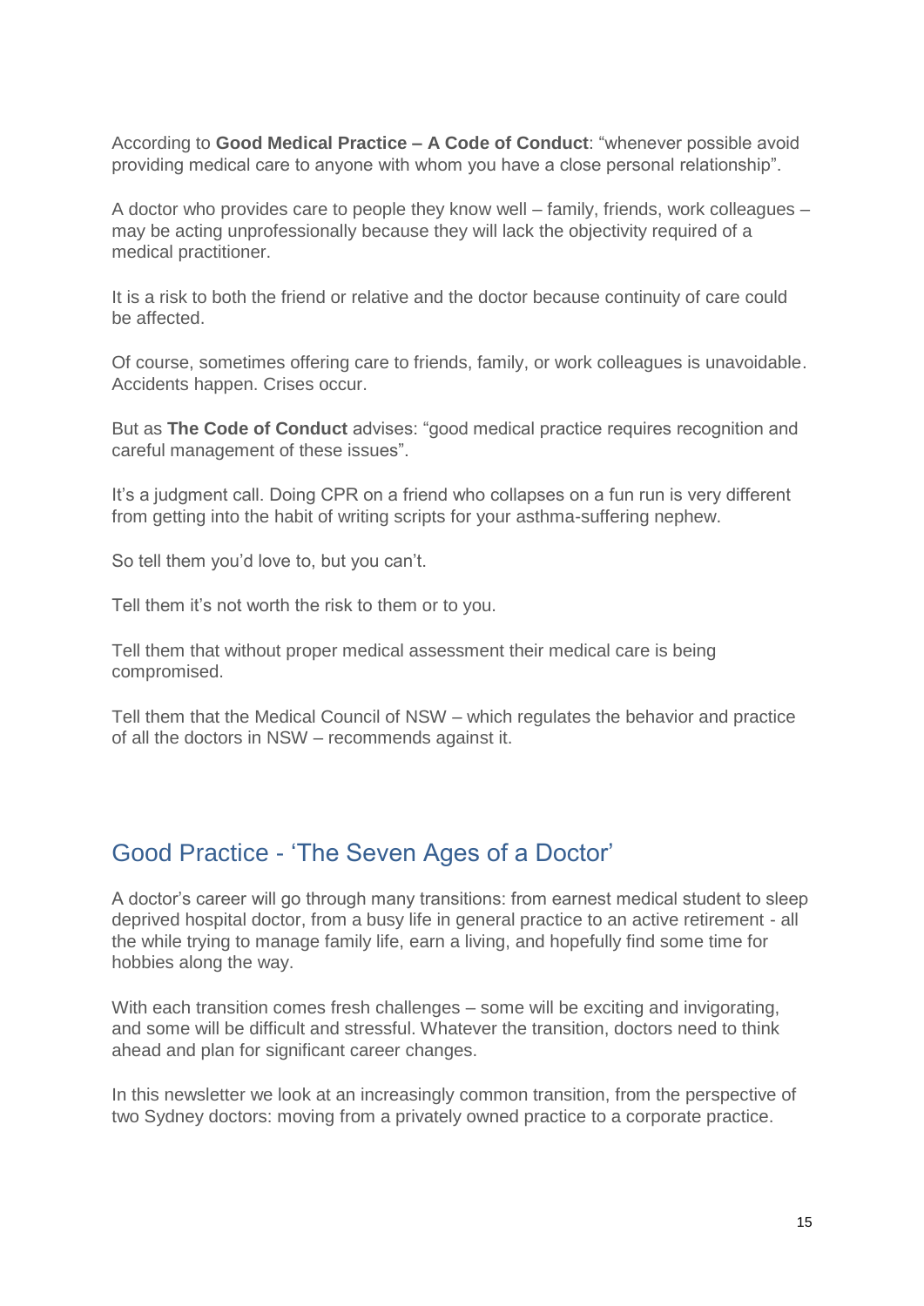According to **Good Medical Practice – A Code of Conduct**: "whenever possible avoid providing medical care to anyone with whom you have a close personal relationship".

A doctor who provides care to people they know well – family, friends, work colleagues – may be acting unprofessionally because they will lack the objectivity required of a medical practitioner.

It is a risk to both the friend or relative and the doctor because continuity of care could be affected.

Of course, sometimes offering care to friends, family, or work colleagues is unavoidable. Accidents happen. Crises occur.

But as **The Code of Conduct** advises: "good medical practice requires recognition and careful management of these issues".

It's a judgment call. Doing CPR on a friend who collapses on a fun run is very different from getting into the habit of writing scripts for your asthma-suffering nephew.

So tell them you'd love to, but you can't.

Tell them it's not worth the risk to them or to you.

Tell them that without proper medical assessment their medical care is being compromised.

Tell them that the Medical Council of NSW – which regulates the behavior and practice of all the doctors in NSW – recommends against it.

## Good Practice - 'The Seven Ages of a Doctor'

A doctor's career will go through many transitions: from earnest medical student to sleep deprived hospital doctor, from a busy life in general practice to an active retirement - all the while trying to manage family life, earn a living, and hopefully find some time for hobbies along the way.

With each transition comes fresh challenges – some will be exciting and invigorating, and some will be difficult and stressful. Whatever the transition, doctors need to think ahead and plan for significant career changes.

In this newsletter we look at an increasingly common transition, from the perspective of two Sydney doctors: moving from a privately owned practice to a corporate practice.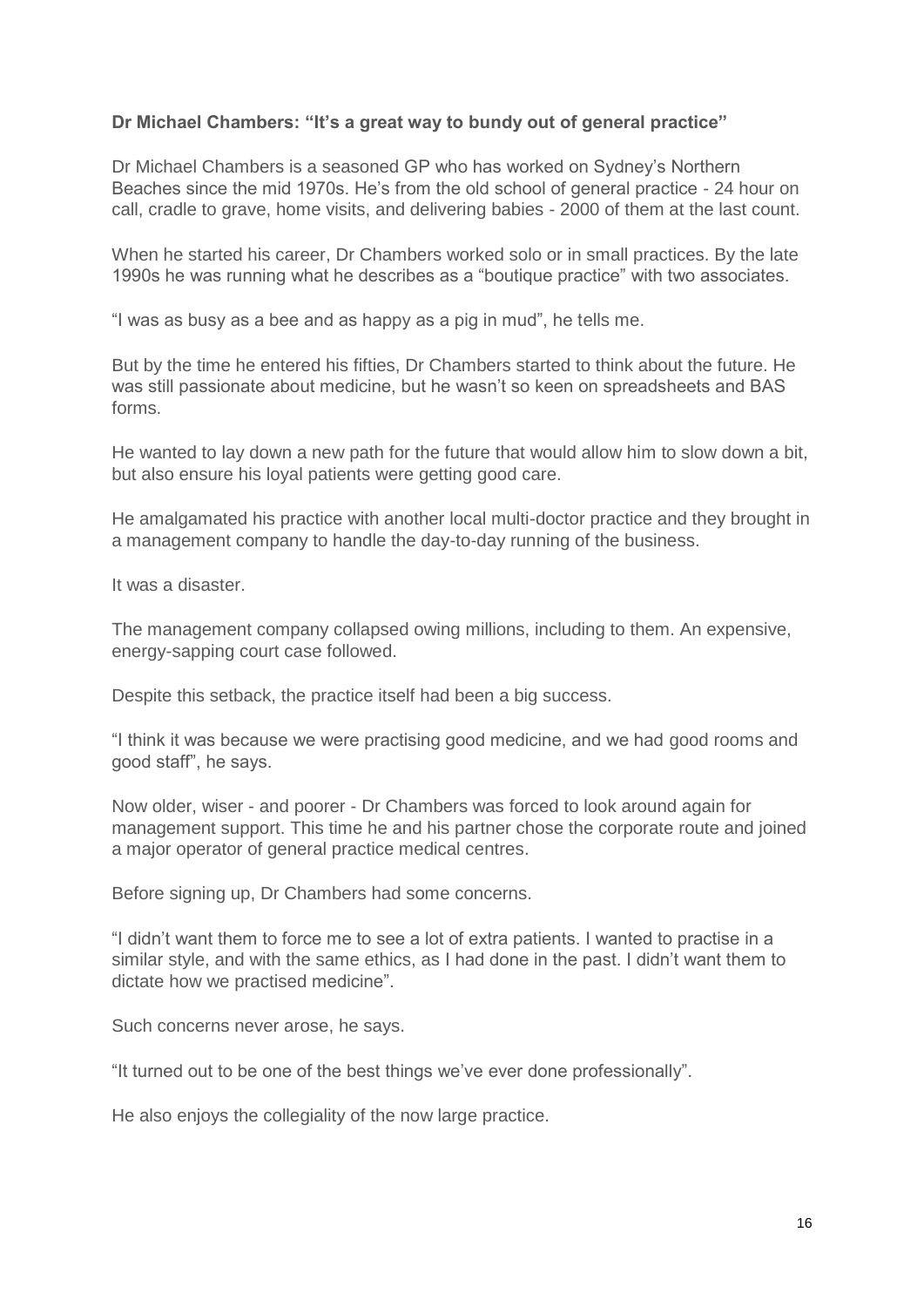**Dr Michael Chambers: "It's a great way to bundy out of general practice"**

Dr Michael Chambers is a seasoned GP who has worked on Sydney's Northern Beaches since the mid 1970s. He's from the old school of general practice - 24 hour on call, cradle to grave, home visits, and delivering babies - 2000 of them at the last count.

When he started his career, Dr Chambers worked solo or in small practices. By the late 1990s he was running what he describes as a "boutique practice" with two associates.

"I was as busy as a bee and as happy as a pig in mud", he tells me.

But by the time he entered his fifties, Dr Chambers started to think about the future. He was still passionate about medicine, but he wasn't so keen on spreadsheets and BAS forms.

He wanted to lay down a new path for the future that would allow him to slow down a bit, but also ensure his loyal patients were getting good care.

He amalgamated his practice with another local multi-doctor practice and they brought in a management company to handle the day-to-day running of the business.

It was a disaster.

The management company collapsed owing millions, including to them. An expensive, energy-sapping court case followed.

Despite this setback, the practice itself had been a big success.

"I think it was because we were practising good medicine, and we had good rooms and good staff", he says.

Now older, wiser - and poorer - Dr Chambers was forced to look around again for management support. This time he and his partner chose the corporate route and joined a major operator of general practice medical centres.

Before signing up, Dr Chambers had some concerns.

"I didn't want them to force me to see a lot of extra patients. I wanted to practise in a similar style, and with the same ethics, as I had done in the past. I didn't want them to dictate how we practised medicine".

Such concerns never arose, he says.

"It turned out to be one of the best things we've ever done professionally".

He also enjoys the collegiality of the now large practice.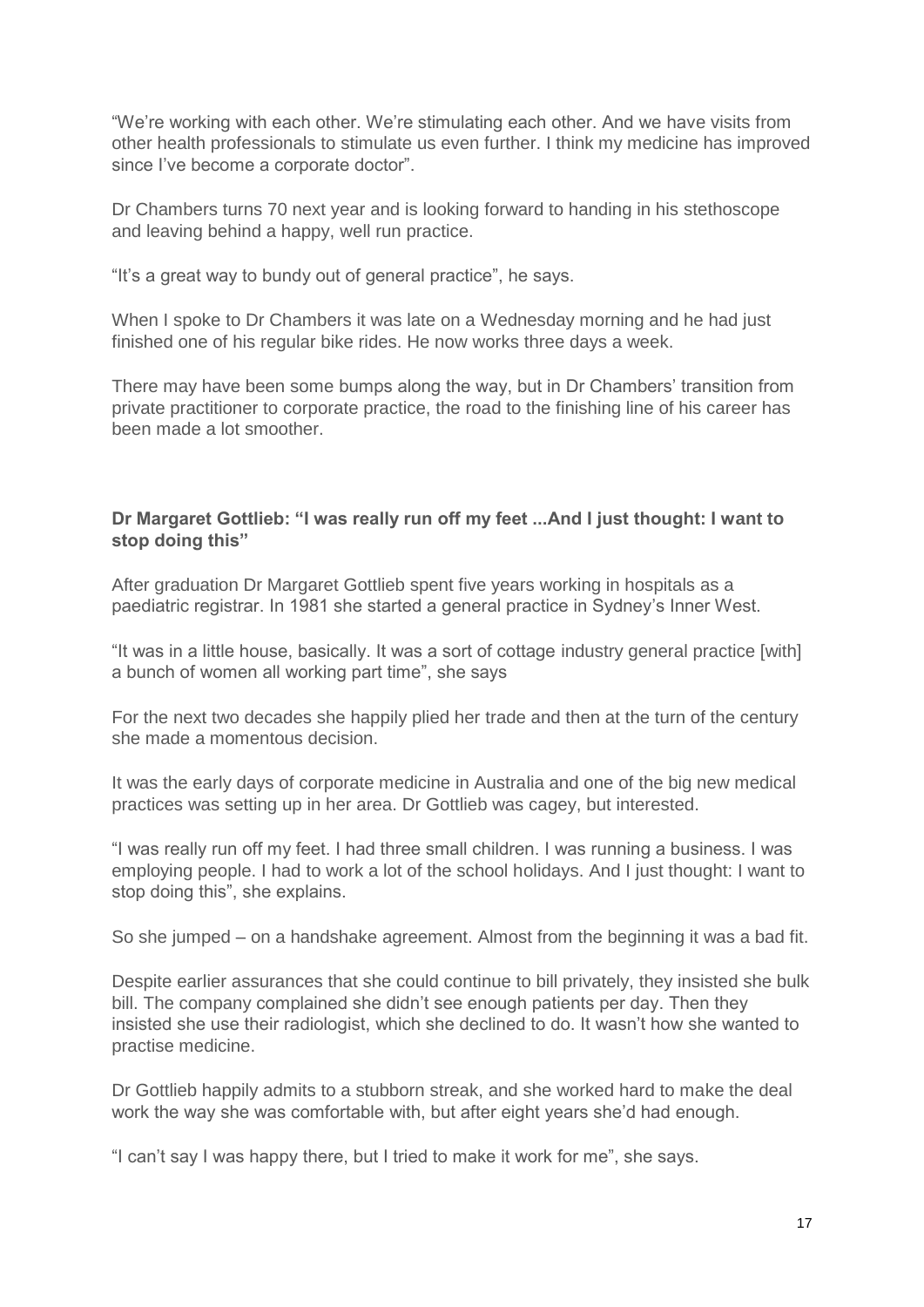"We're working with each other. We're stimulating each other. And we have visits from other health professionals to stimulate us even further. I think my medicine has improved since I've become a corporate doctor".

Dr Chambers turns 70 next year and is looking forward to handing in his stethoscope and leaving behind a happy, well run practice.

"It's a great way to bundy out of general practice", he says.

When I spoke to Dr Chambers it was late on a Wednesday morning and he had just finished one of his regular bike rides. He now works three days a week.

There may have been some bumps along the way, but in Dr Chambers' transition from private practitioner to corporate practice, the road to the finishing line of his career has been made a lot smoother.

**Dr Margaret Gottlieb: "I was really run off my feet ...And I just thought: I want to stop doing this"**

After graduation Dr Margaret Gottlieb spent five years working in hospitals as a paediatric registrar. In 1981 she started a general practice in Sydney's Inner West.

"It was in a little house, basically. It was a sort of cottage industry general practice [with] a bunch of women all working part time", she says

For the next two decades she happily plied her trade and then at the turn of the century she made a momentous decision.

It was the early days of corporate medicine in Australia and one of the big new medical practices was setting up in her area. Dr Gottlieb was cagey, but interested.

"I was really run off my feet. I had three small children. I was running a business. I was employing people. I had to work a lot of the school holidays. And I just thought: I want to stop doing this", she explains.

So she jumped – on a handshake agreement. Almost from the beginning it was a bad fit.

Despite earlier assurances that she could continue to bill privately, they insisted she bulk bill. The company complained she didn't see enough patients per day. Then they insisted she use their radiologist, which she declined to do. It wasn't how she wanted to practise medicine.

Dr Gottlieb happily admits to a stubborn streak, and she worked hard to make the deal work the way she was comfortable with, but after eight years she'd had enough.

"I can't say I was happy there, but I tried to make it work for me", she says.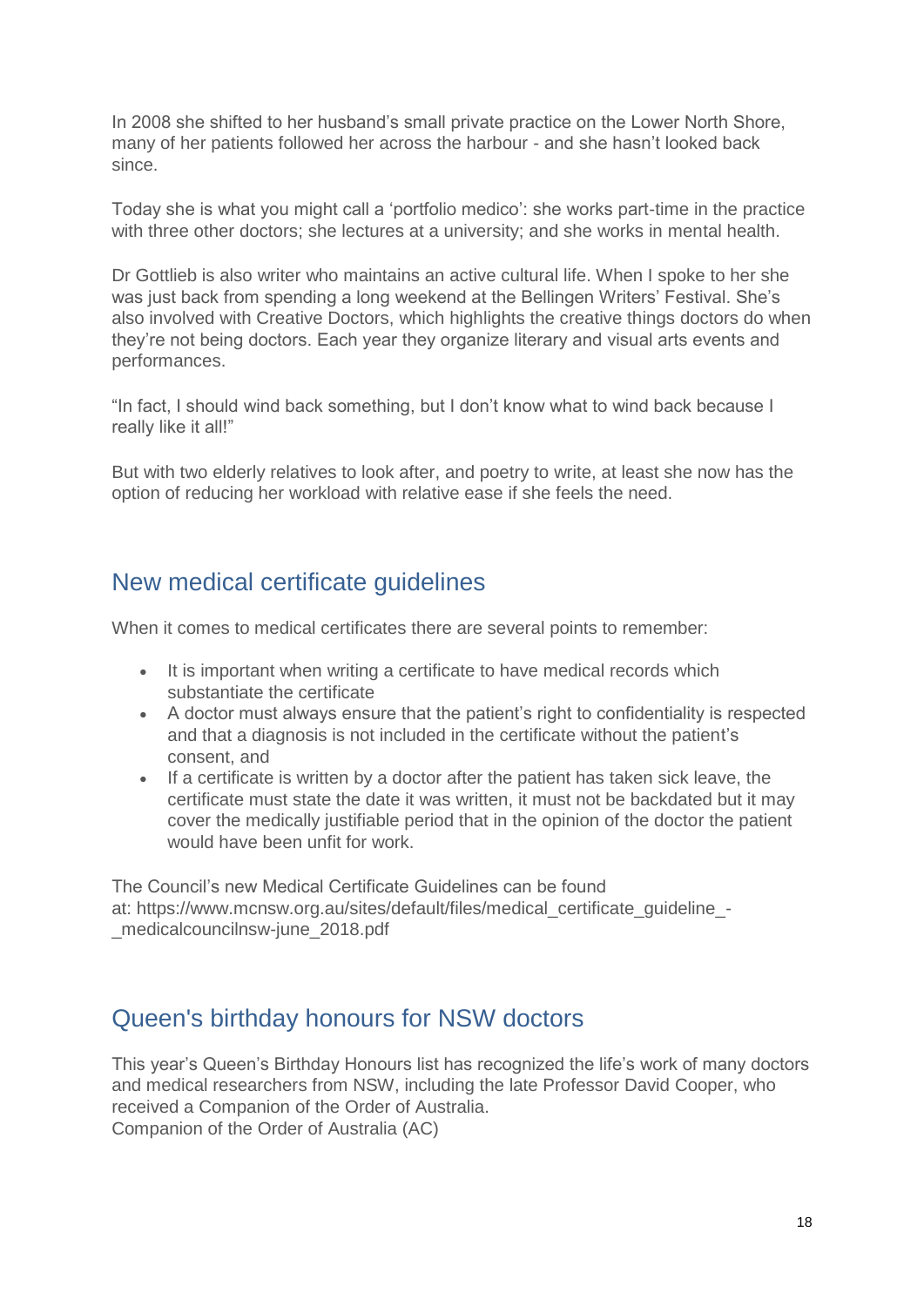In 2008 she shifted to her husband's small private practice on the Lower North Shore, many of her patients followed her across the harbour - and she hasn't looked back since.

Today she is what you might call a 'portfolio medico': she works part-time in the practice with three other doctors; she lectures at a university; and she works in mental health.

Dr Gottlieb is also writer who maintains an active cultural life. When I spoke to her she was just back from spending a long weekend at the Bellingen Writers' Festival. She's also involved with Creative Doctors, which highlights the creative things doctors do when they're not being doctors. Each year they organize literary and visual arts events and performances.

"In fact, I should wind back something, but I don't know what to wind back because I really like it all!"

But with two elderly relatives to look after, and poetry to write, at least she now has the option of reducing her workload with relative ease if she feels the need.

## New medical certificate guidelines

When it comes to medical certificates there are several points to remember:

- It is important when writing a certificate to have medical records which substantiate the certificate
- A doctor must always ensure that the patient's right to confidentiality is respected and that a diagnosis is not included in the certificate without the patient's consent, and
- If a certificate is written by a doctor after the patient has taken sick leave, the certificate must state the date it was written, it must not be backdated but it may cover the medically justifiable period that in the opinion of the doctor the patient would have been unfit for work.

The Council's new Medical Certificate Guidelines can be found at: https://www.mcnsw.org.au/sites/default/files/medical_certificate_guideline_-_medicalcouncilnsw-june_2018.pdf

## Queen's birthday honours for NSW doctors

This year's Queen's Birthday Honours list has recognized the life's work of many doctors and medical researchers from NSW, including the late Professor David Cooper, who received a Companion of the Order of Australia.
Companion of the Order of Australia (AC)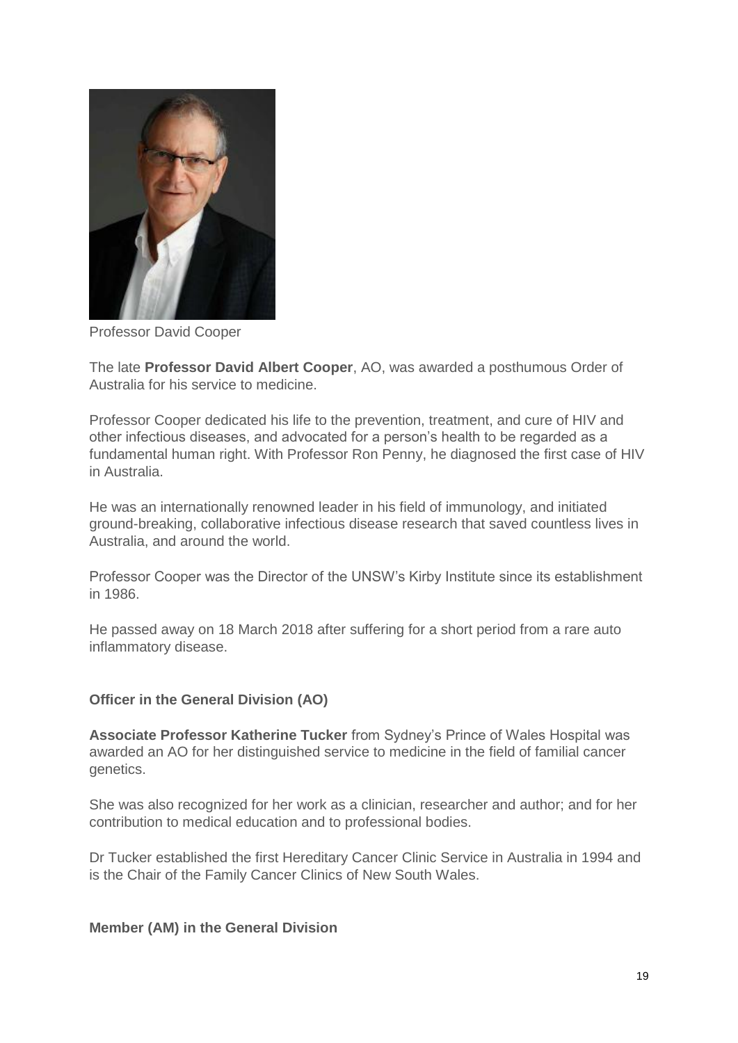Professor David Cooper

The late **Professor David Albert Cooper**, AO, was awarded a posthumous Order of Australia for his service to medicine.

Professor Cooper dedicated his life to the prevention, treatment, and cure of HIV and other infectious diseases, and advocated for a person's health to be regarded as a fundamental human right. With Professor Ron Penny, he diagnosed the first case of HIV in Australia.

He was an internationally renowned leader in his field of immunology, and initiated ground-breaking, collaborative infectious disease research that saved countless lives in Australia, and around the world.

Professor Cooper was the Director of the UNSW's Kirby Institute since its establishment in 1986.

He passed away on 18 March 2018 after suffering for a short period from a rare auto inflammatory disease.

**Officer in the General Division (AO)**

**Associate Professor Katherine Tucker** from Sydney's Prince of Wales Hospital was awarded an AO for her distinguished service to medicine in the field of familial cancer genetics.

She was also recognized for her work as a clinician, researcher and author; and for her contribution to medical education and to professional bodies.

Dr Tucker established the first Hereditary Cancer Clinic Service in Australia in 1994 and is the Chair of the Family Cancer Clinics of New South Wales.

**Member (AM) in the General Division**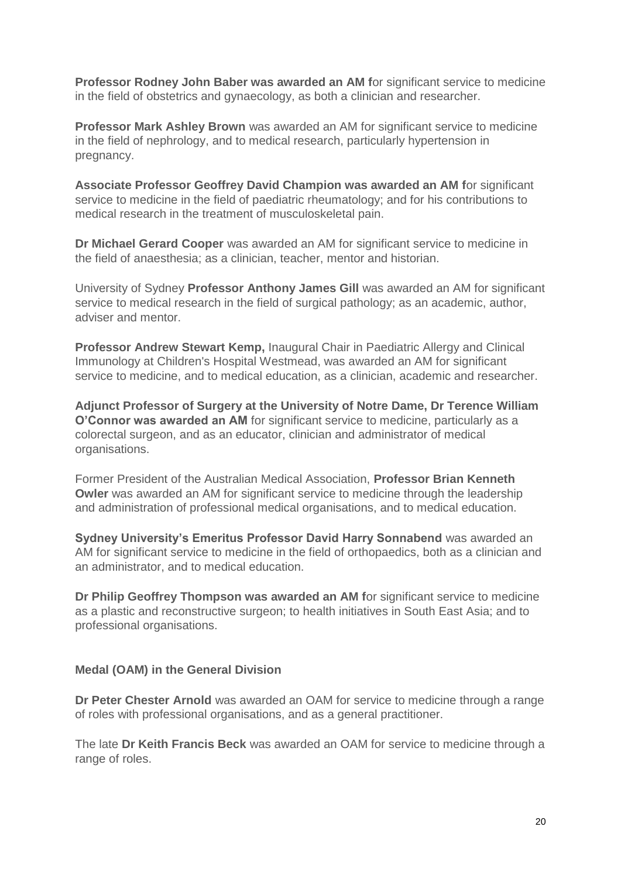**Professor Rodney John Baber was awarded an AM f**or significant service to medicine in the field of obstetrics and gynaecology, as both a clinician and researcher.

**Professor Mark Ashley Brown** was awarded an AM for significant service to medicine in the field of nephrology, and to medical research, particularly hypertension in pregnancy.

**Associate Professor Geoffrey David Champion was awarded an AM f**or significant service to medicine in the field of paediatric rheumatology; and for his contributions to medical research in the treatment of musculoskeletal pain.

**Dr Michael Gerard Cooper** was awarded an AM for significant service to medicine in the field of anaesthesia; as a clinician, teacher, mentor and historian.

University of Sydney **Professor Anthony James Gill** was awarded an AM for significant service to medical research in the field of surgical pathology; as an academic, author, adviser and mentor.

**Professor Andrew Stewart Kemp,** Inaugural Chair in Paediatric Allergy and Clinical Immunology at Children's Hospital Westmead, was awarded an AM for significant service to medicine, and to medical education, as a clinician, academic and researcher.

**Adjunct Professor of Surgery at the University of Notre Dame, Dr Terence William O'Connor was awarded an AM** for significant service to medicine, particularly as a colorectal surgeon, and as an educator, clinician and administrator of medical organisations.

Former President of the Australian Medical Association, **Professor Brian Kenneth Owler** was awarded an AM for significant service to medicine through the leadership and administration of professional medical organisations, and to medical education.

**Sydney University's Emeritus Professor David Harry Sonnabend** was awarded an AM for significant service to medicine in the field of orthopaedics, both as a clinician and an administrator, and to medical education.

**Dr Philip Geoffrey Thompson was awarded an AM f**or significant service to medicine as a plastic and reconstructive surgeon; to health initiatives in South East Asia; and to professional organisations.

**Medal (OAM) in the General Division**

**Dr Peter Chester Arnold** was awarded an OAM for service to medicine through a range of roles with professional organisations, and as a general practitioner.

The late **Dr Keith Francis Beck** was awarded an OAM for service to medicine through a range of roles.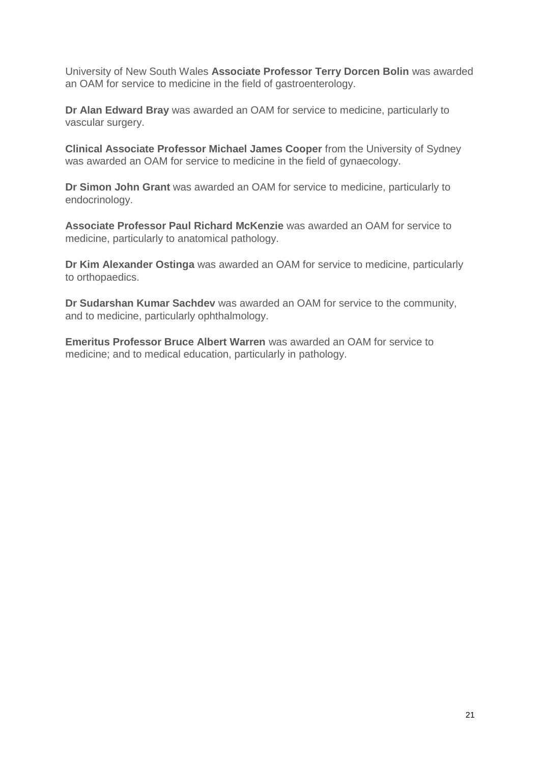University of New South Wales **Associate Professor Terry Dorcen Bolin** was awarded an OAM for service to medicine in the field of gastroenterology.

**Dr Alan Edward Bray** was awarded an OAM for service to medicine, particularly to vascular surgery.

**Clinical Associate Professor Michael James Cooper** from the University of Sydney was awarded an OAM for service to medicine in the field of gynaecology.

**Dr Simon John Grant** was awarded an OAM for service to medicine, particularly to endocrinology.

**Associate Professor Paul Richard McKenzie** was awarded an OAM for service to medicine, particularly to anatomical pathology.

**Dr Kim Alexander Ostinga** was awarded an OAM for service to medicine, particularly to orthopaedics.

**Dr Sudarshan Kumar Sachdev** was awarded an OAM for service to the community, and to medicine, particularly ophthalmology.

**Emeritus Professor Bruce Albert Warren** was awarded an OAM for service to medicine; and to medical education, particularly in pathology.